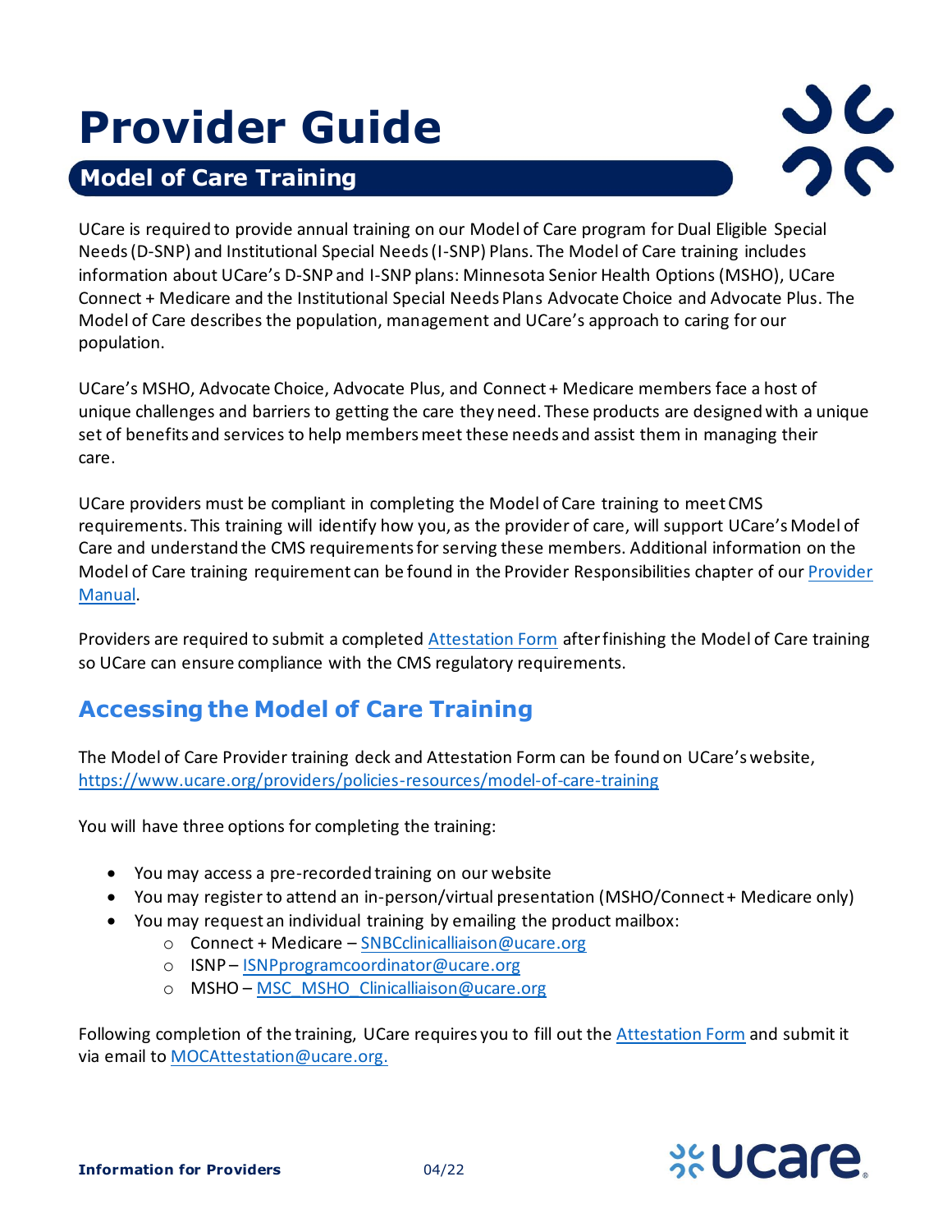# Provider Guide

## Model of Care Training

UCare is required to provide annual training on our Model of Care program for Dual Eligible Special Needs (D-SNP) and Institutional Special Needs (I-SNP) Plans. The Model of Care training includes information about UCare's D-SNP and I-SNP plans: Minnesota Senior Health Options (MSHO), UCare Connect + Medicare and the Institutional Special Needs Plans Advocate Choice and Advocate Plus. The Model of Care describes the population, management and UCare's approach to caring for our population.

UCare's MSHO, Advocate Choice, Advocate Plus, and Connect + Medicare members face a host of unique challenges and barriers to getting the care they need. These products are designed with a unique set of benefits and services to help members meet these needs and assist them in managing their care.

UCare providers must be compliant in completing the Model of Care training to meet CMS requirements. This training will identify how you, as the provider of care, will support UCare's Model of Care and understand the CMS requirements for serving these members. Additional information on the Model of Care training requirement can be found in the Provider Responsibilities chapter of our Provider Manual.

Providers are required to submit a completed Attestation Form after finishing the Model of Care training so UCare can ensure compliance with the CMS regulatory requirements.

## Accessing the Model of Care Training

The Model of Care Provider training deck and Attestation Form can be found on UCare's website, https://www.ucare.org/providers/policies-resources/model-of-care-training

You will have three options for completing the training:

- You may access a pre-recorded training on our website
- You may register to attend an in-person/virtual presentation (MSHO/Connect + Medicare only)
- You may request an individual training by emailing the product mailbox:
  - Connect + Medicare – SNBCclinicalliaison@ucare.org
  - ISNP – ISNPprogramcoordinator@ucare.org
  - MSHO – MSC_MSHO_Clinicalliaison@ucare.org

Following completion of the training, UCare requires you to fill out the Attestation Form and submit it via email to MOCAttestation@ucare.org.

**Information for Providers** 04/22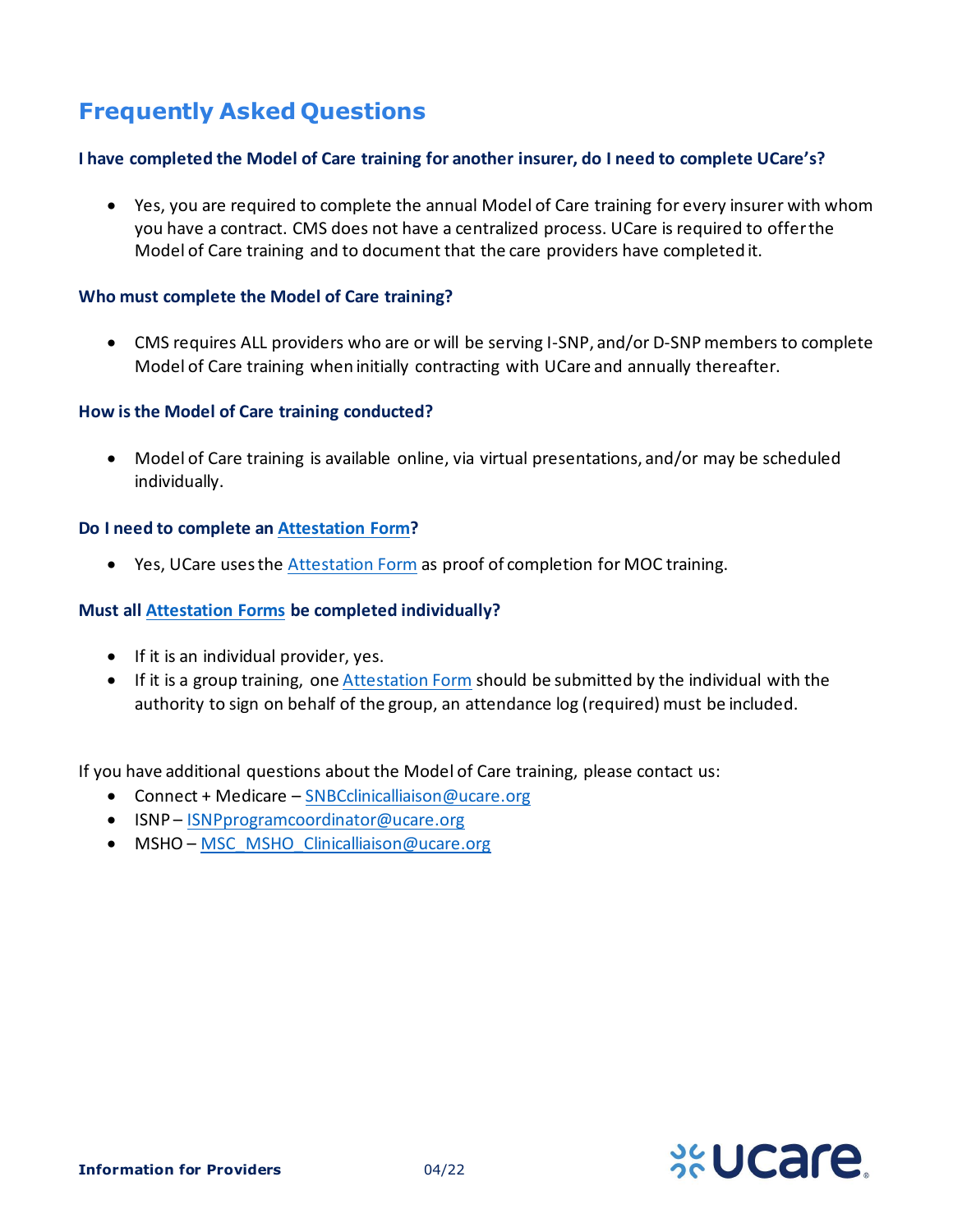# Frequently Asked Questions

### I have completed the Model of Care training for another insurer, do I need to complete UCare's?

- Yes, you are required to complete the annual Model of Care training for every insurer with whom you have a contract. CMS does not have a centralized process. UCare is required to offer the Model of Care training and to document that the care providers have completed it.

### Who must complete the Model of Care training?

- CMS requires ALL providers who are or will be serving I-SNP, and/or D-SNP members to complete Model of Care training when initially contracting with UCare and annually thereafter.

### How is the Model of Care training conducted?

- Model of Care training is available online, via virtual presentations, and/or may be scheduled individually.

### Do I need to complete an Attestation Form?

- Yes, UCare uses the Attestation Form as proof of completion for MOC training.

### Must all Attestation Forms be completed individually?

- If it is an individual provider, yes.
- If it is a group training, one Attestation Form should be submitted by the individual with the authority to sign on behalf of the group, an attendance log (required) must be included.

If you have additional questions about the Model of Care training, please contact us:

- Connect + Medicare – SNBCclinicalliaison@ucare.org
- ISNP – ISNPprogramcoordinator@ucare.org
- MSHO – MSC_MSHO_Clinicalliaison@ucare.org

**Information for Providers** 04/22